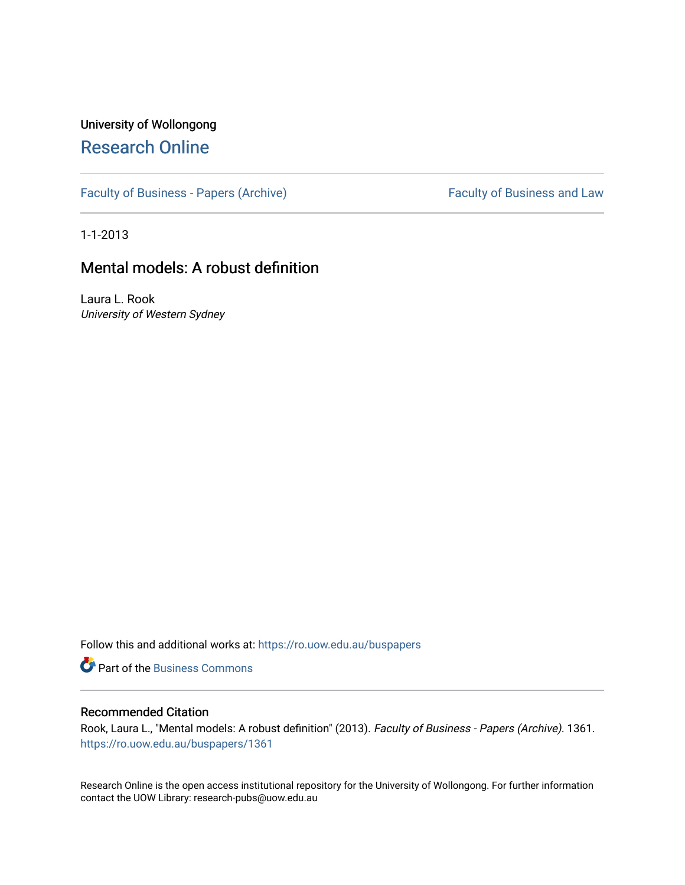University of Wollongong

# Research Online

Faculty of Business - Papers (Archive) | Faculty of Business and Law

1-1-2013

## Mental models: A robust definition

Laura L. Rook
*University of Western Sydney*

Follow this and additional works at: https://ro.uow.edu.au/buspapers

Part of the Business Commons

### Recommended Citation

Rook, Laura L., "Mental models: A robust definition" (2013). *Faculty of Business - Papers (Archive)*. 1361.
https://ro.uow.edu.au/buspapers/1361

Research Online is the open access institutional repository for the University of Wollongong. For further information contact the UOW Library: research-pubs@uow.edu.au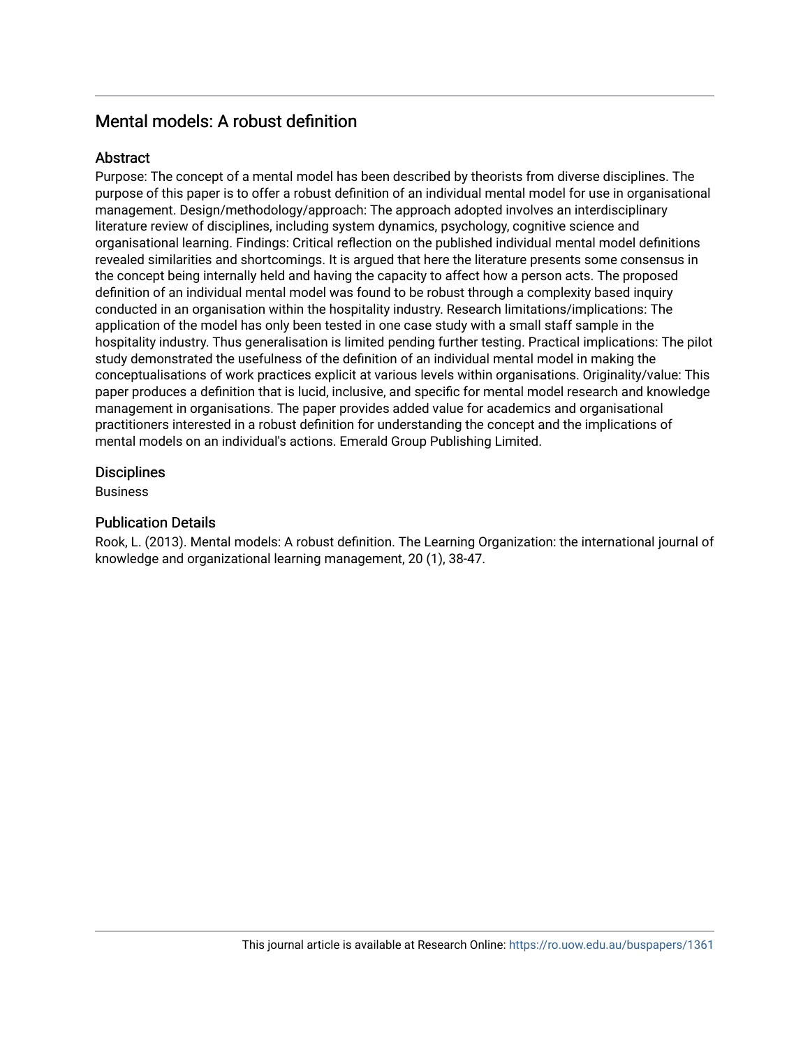## Mental models: A robust definition

### Abstract

Purpose: The concept of a mental model has been described by theorists from diverse disciplines. The purpose of this paper is to offer a robust definition of an individual mental model for use in organisational management. Design/methodology/approach: The approach adopted involves an interdisciplinary literature review of disciplines, including system dynamics, psychology, cognitive science and organisational learning. Findings: Critical reflection on the published individual mental model definitions revealed similarities and shortcomings. It is argued that here the literature presents some consensus in the concept being internally held and having the capacity to affect how a person acts. The proposed definition of an individual mental model was found to be robust through a complexity based inquiry conducted in an organisation within the hospitality industry. Research limitations/implications: The application of the model has only been tested in one case study with a small staff sample in the hospitality industry. Thus generalisation is limited pending further testing. Practical implications: The pilot study demonstrated the usefulness of the definition of an individual mental model in making the conceptualisations of work practices explicit at various levels within organisations. Originality/value: This paper produces a definition that is lucid, inclusive, and specific for mental model research and knowledge management in organisations. The paper provides added value for academics and organisational practitioners interested in a robust definition for understanding the concept and the implications of mental models on an individual's actions. Emerald Group Publishing Limited.

### Disciplines

Business

### Publication Details

Rook, L. (2013). Mental models: A robust definition. The Learning Organization: the international journal of knowledge and organizational learning management, 20 (1), 38-47.

This journal article is available at Research Online: https://ro.uow.edu.au/buspapers/1361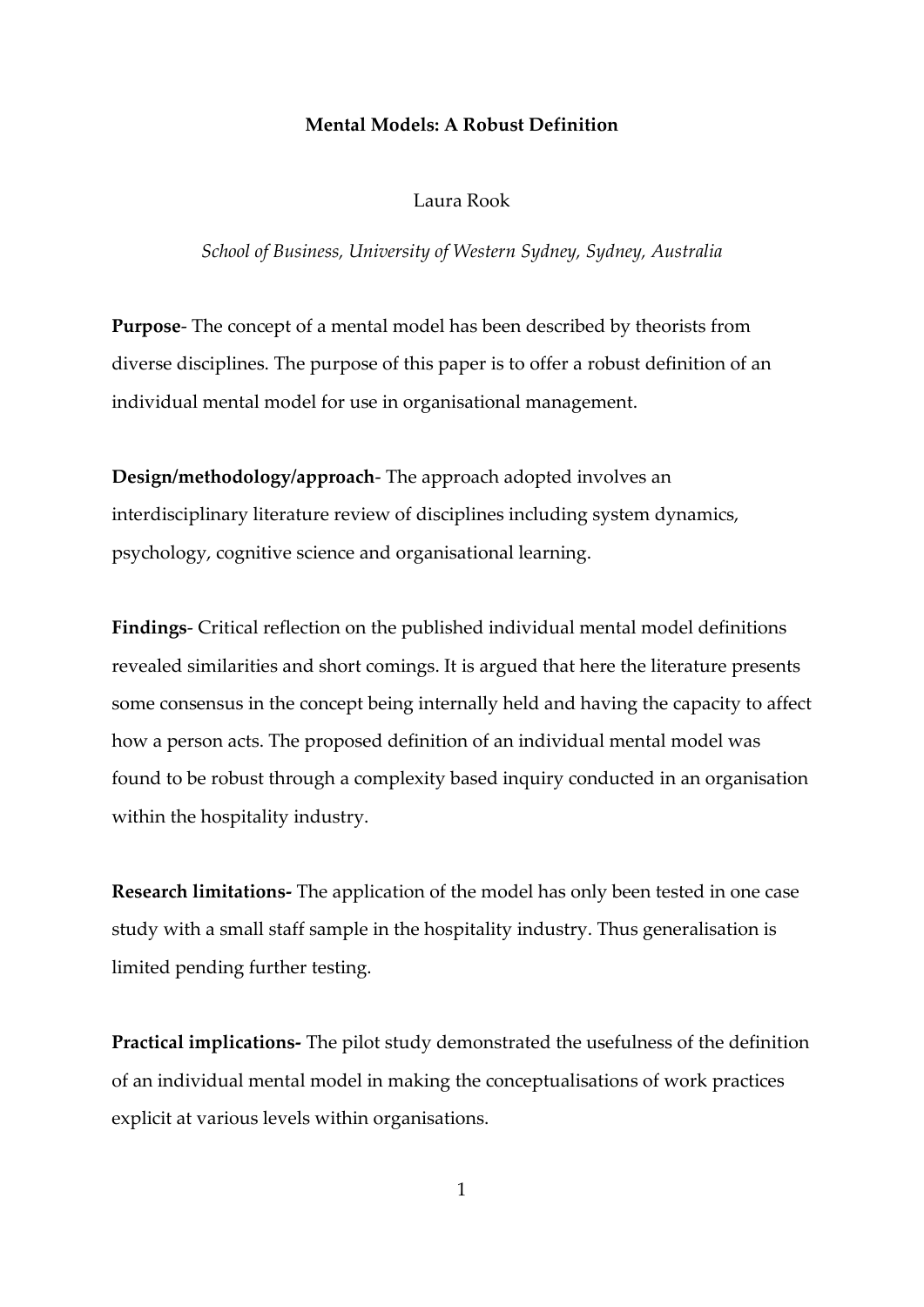**Mental Models: A Robust Definition**

Laura Rook

*School of Business, University of Western Sydney, Sydney, Australia*

**Purpose**- The concept of a mental model has been described by theorists from diverse disciplines. The purpose of this paper is to offer a robust definition of an individual mental model for use in organisational management.

**Design/methodology/approach**- The approach adopted involves an interdisciplinary literature review of disciplines including system dynamics, psychology, cognitive science and organisational learning.

**Findings**- Critical reflection on the published individual mental model definitions revealed similarities and short comings. It is argued that here the literature presents some consensus in the concept being internally held and having the capacity to affect how a person acts. The proposed definition of an individual mental model was found to be robust through a complexity based inquiry conducted in an organisation within the hospitality industry.

**Research limitations-** The application of the model has only been tested in one case study with a small staff sample in the hospitality industry. Thus generalisation is limited pending further testing.

**Practical implications-** The pilot study demonstrated the usefulness of the definition of an individual mental model in making the conceptualisations of work practices explicit at various levels within organisations.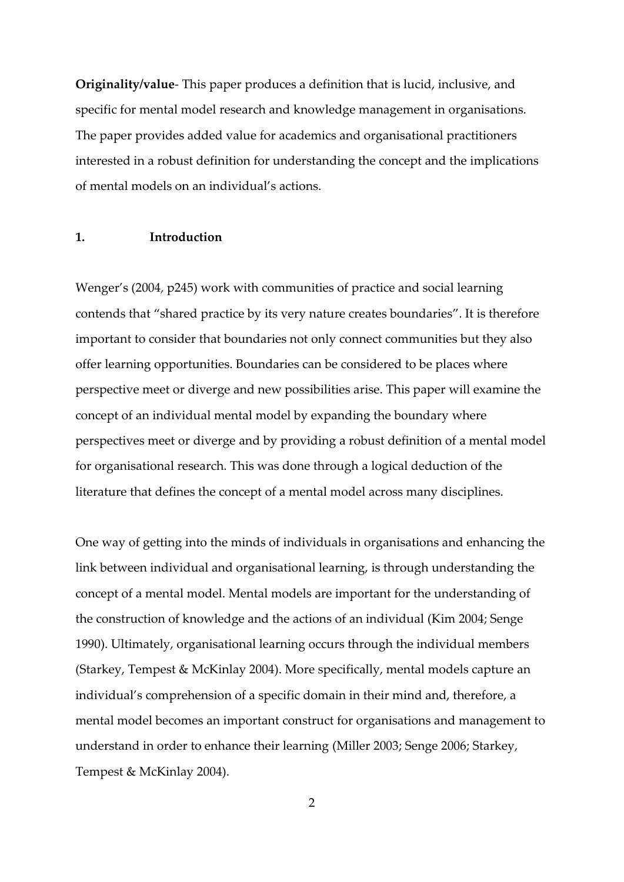**Originality/value**- This paper produces a definition that is lucid, inclusive, and specific for mental model research and knowledge management in organisations. The paper provides added value for academics and organisational practitioners interested in a robust definition for understanding the concept and the implications of mental models on an individual's actions.

## 1. Introduction

Wenger's (2004, p245) work with communities of practice and social learning contends that "shared practice by its very nature creates boundaries". It is therefore important to consider that boundaries not only connect communities but they also offer learning opportunities. Boundaries can be considered to be places where perspective meet or diverge and new possibilities arise. This paper will examine the concept of an individual mental model by expanding the boundary where perspectives meet or diverge and by providing a robust definition of a mental model for organisational research. This was done through a logical deduction of the literature that defines the concept of a mental model across many disciplines.

One way of getting into the minds of individuals in organisations and enhancing the link between individual and organisational learning, is through understanding the concept of a mental model. Mental models are important for the understanding of the construction of knowledge and the actions of an individual (Kim 2004; Senge 1990). Ultimately, organisational learning occurs through the individual members (Starkey, Tempest & McKinlay 2004). More specifically, mental models capture an individual's comprehension of a specific domain in their mind and, therefore, a mental model becomes an important construct for organisations and management to understand in order to enhance their learning (Miller 2003; Senge 2006; Starkey, Tempest & McKinlay 2004).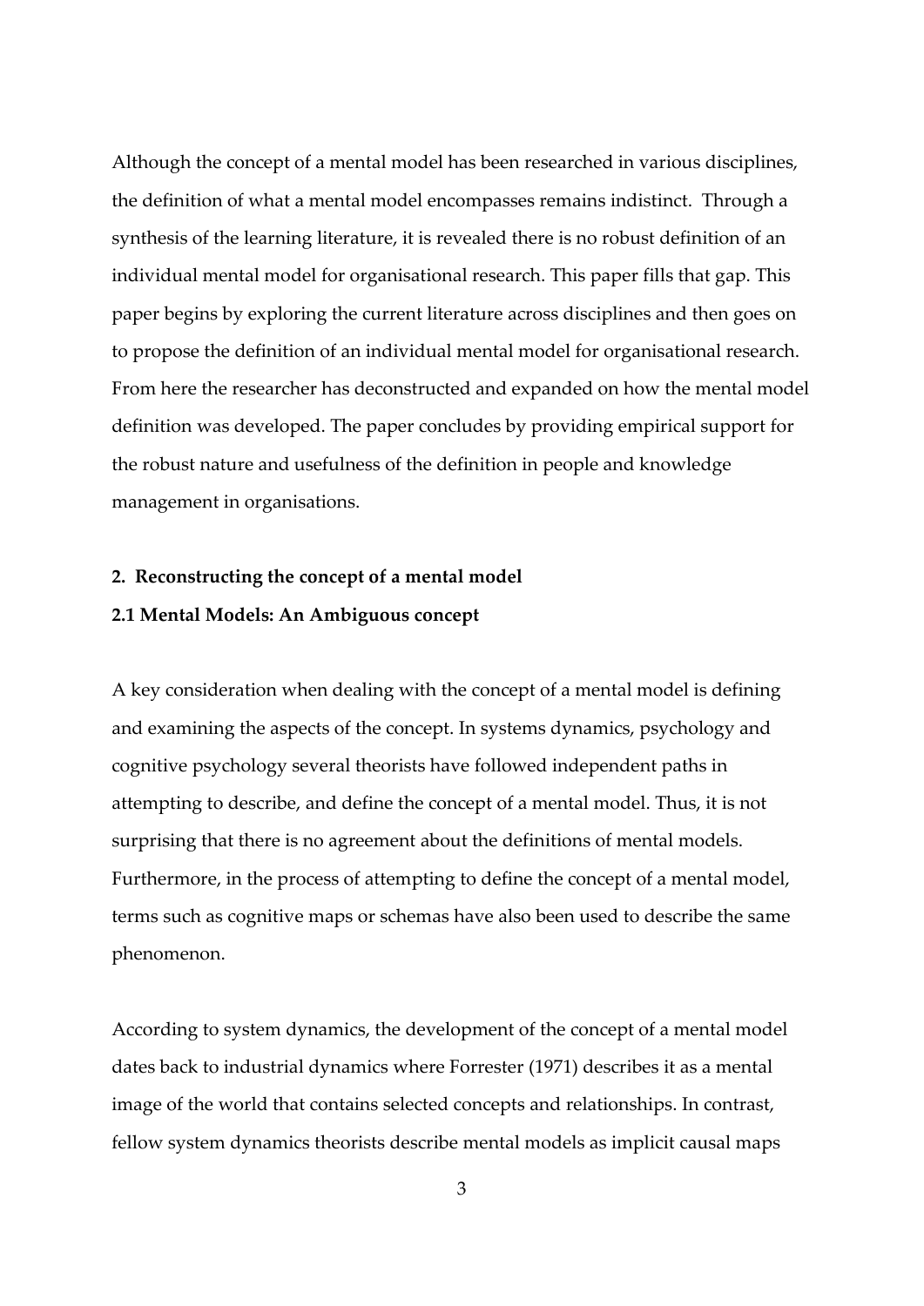Although the concept of a mental model has been researched in various disciplines, the definition of what a mental model encompasses remains indistinct. Through a synthesis of the learning literature, it is revealed there is no robust definition of an individual mental model for organisational research. This paper fills that gap. This paper begins by exploring the current literature across disciplines and then goes on to propose the definition of an individual mental model for organisational research. From here the researcher has deconstructed and expanded on how the mental model definition was developed. The paper concludes by providing empirical support for the robust nature and usefulness of the definition in people and knowledge management in organisations.

## 2. Reconstructing the concept of a mental model

### 2.1 Mental Models: An Ambiguous concept

A key consideration when dealing with the concept of a mental model is defining and examining the aspects of the concept. In systems dynamics, psychology and cognitive psychology several theorists have followed independent paths in attempting to describe, and define the concept of a mental model. Thus, it is not surprising that there is no agreement about the definitions of mental models. Furthermore, in the process of attempting to define the concept of a mental model, terms such as cognitive maps or schemas have also been used to describe the same phenomenon.

According to system dynamics, the development of the concept of a mental model dates back to industrial dynamics where Forrester (1971) describes it as a mental image of the world that contains selected concepts and relationships. In contrast, fellow system dynamics theorists describe mental models as implicit causal maps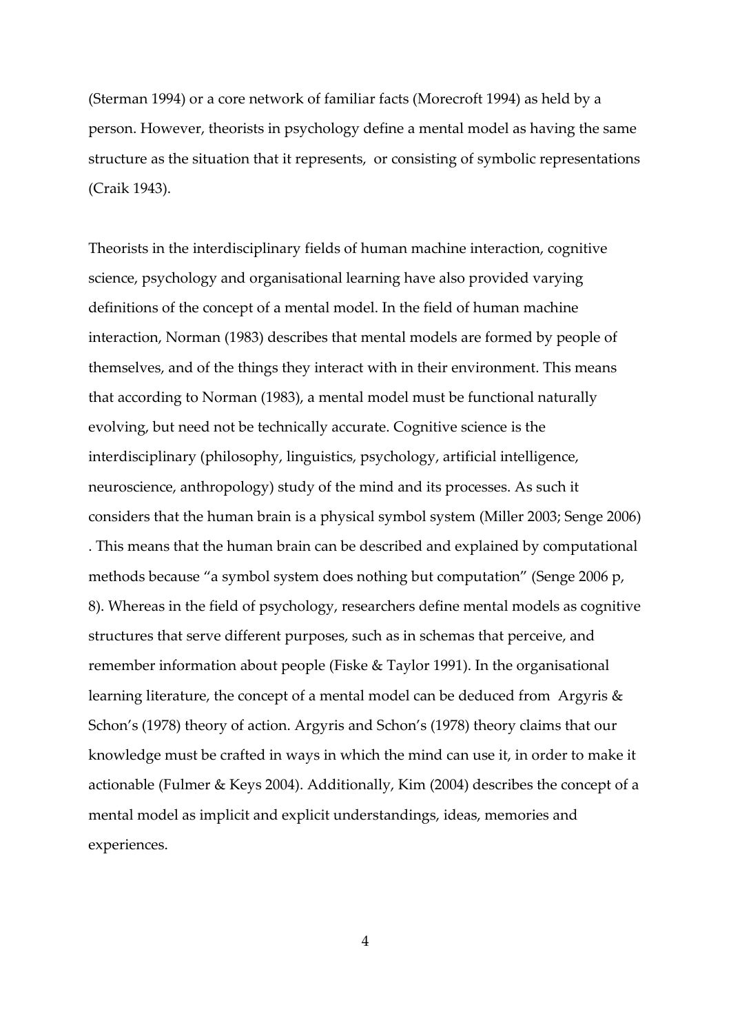(Sterman 1994) or a core network of familiar facts (Morecroft 1994) as held by a person. However, theorists in psychology define a mental model as having the same structure as the situation that it represents, or consisting of symbolic representations (Craik 1943).

Theorists in the interdisciplinary fields of human machine interaction, cognitive science, psychology and organisational learning have also provided varying definitions of the concept of a mental model. In the field of human machine interaction, Norman (1983) describes that mental models are formed by people of themselves, and of the things they interact with in their environment. This means that according to Norman (1983), a mental model must be functional naturally evolving, but need not be technically accurate. Cognitive science is the interdisciplinary (philosophy, linguistics, psychology, artificial intelligence, neuroscience, anthropology) study of the mind and its processes. As such it considers that the human brain is a physical symbol system (Miller 2003; Senge 2006) . This means that the human brain can be described and explained by computational methods because "a symbol system does nothing but computation" (Senge 2006 p, 8). Whereas in the field of psychology, researchers define mental models as cognitive structures that serve different purposes, such as in schemas that perceive, and remember information about people (Fiske & Taylor 1991). In the organisational learning literature, the concept of a mental model can be deduced from Argyris & Schon's (1978) theory of action. Argyris and Schon's (1978) theory claims that our knowledge must be crafted in ways in which the mind can use it, in order to make it actionable (Fulmer & Keys 2004). Additionally, Kim (2004) describes the concept of a mental model as implicit and explicit understandings, ideas, memories and experiences.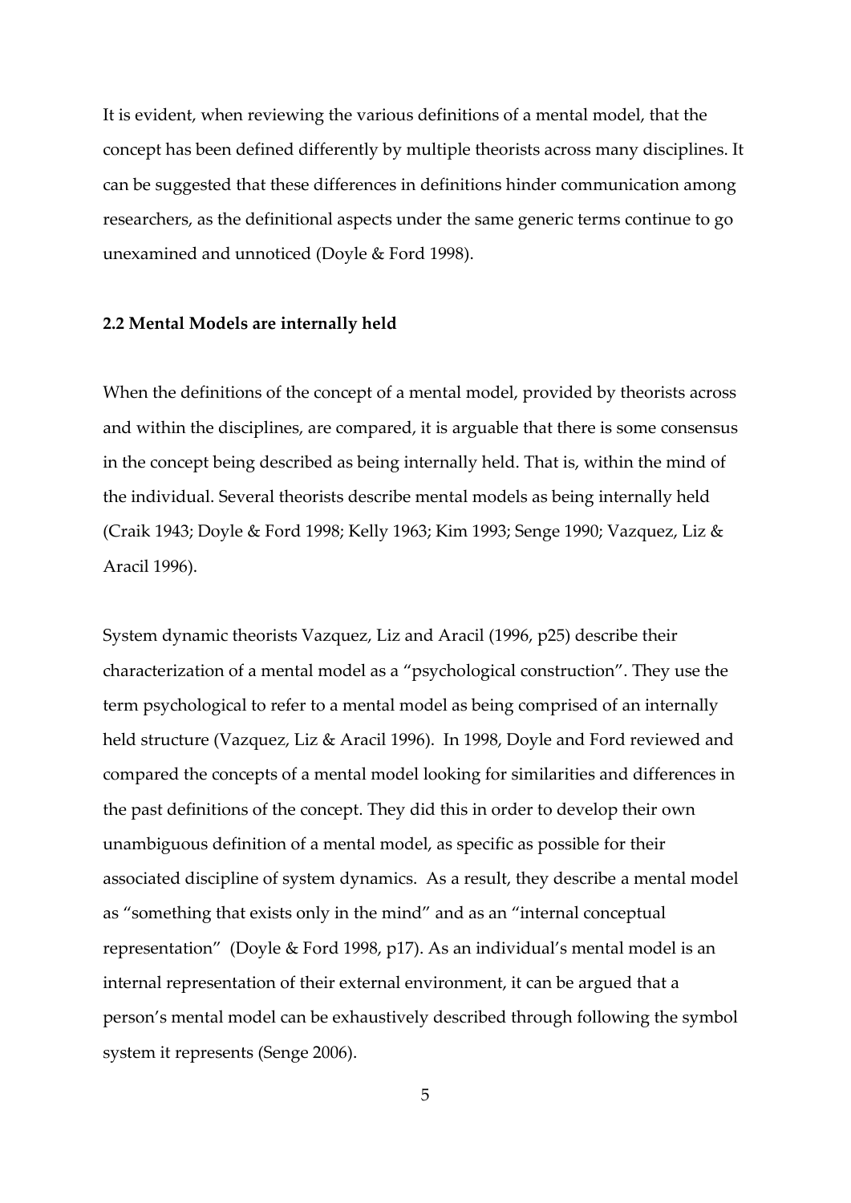It is evident, when reviewing the various definitions of a mental model, that the concept has been defined differently by multiple theorists across many disciplines. It can be suggested that these differences in definitions hinder communication among researchers, as the definitional aspects under the same generic terms continue to go unexamined and unnoticed (Doyle & Ford 1998).

### 2.2 Mental Models are internally held

When the definitions of the concept of a mental model, provided by theorists across and within the disciplines, are compared, it is arguable that there is some consensus in the concept being described as being internally held. That is, within the mind of the individual. Several theorists describe mental models as being internally held (Craik 1943; Doyle & Ford 1998; Kelly 1963; Kim 1993; Senge 1990; Vazquez, Liz & Aracil 1996).

System dynamic theorists Vazquez, Liz and Aracil (1996, p25) describe their characterization of a mental model as a "psychological construction". They use the term psychological to refer to a mental model as being comprised of an internally held structure (Vazquez, Liz & Aracil 1996). In 1998, Doyle and Ford reviewed and compared the concepts of a mental model looking for similarities and differences in the past definitions of the concept. They did this in order to develop their own unambiguous definition of a mental model, as specific as possible for their associated discipline of system dynamics. As a result, they describe a mental model as "something that exists only in the mind" and as an "internal conceptual representation" (Doyle & Ford 1998, p17). As an individual's mental model is an internal representation of their external environment, it can be argued that a person's mental model can be exhaustively described through following the symbol system it represents (Senge 2006).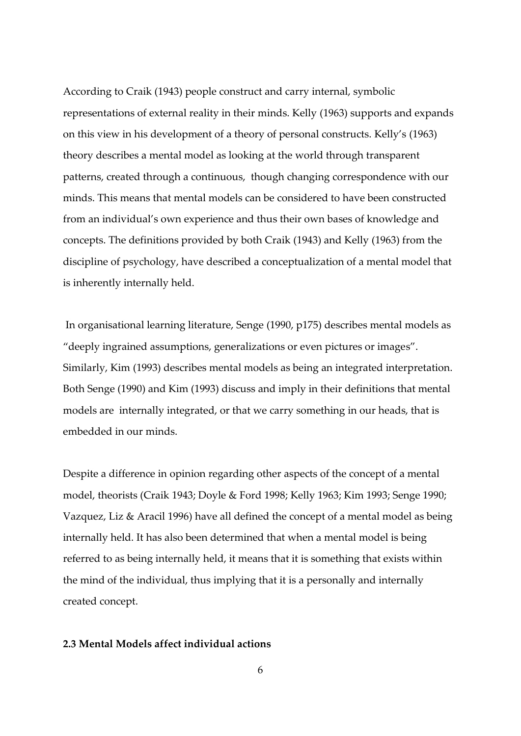According to Craik (1943) people construct and carry internal, symbolic representations of external reality in their minds. Kelly (1963) supports and expands on this view in his development of a theory of personal constructs. Kelly's (1963) theory describes a mental model as looking at the world through transparent patterns, created through a continuous, though changing correspondence with our minds. This means that mental models can be considered to have been constructed from an individual's own experience and thus their own bases of knowledge and concepts. The definitions provided by both Craik (1943) and Kelly (1963) from the discipline of psychology, have described a conceptualization of a mental model that is inherently internally held.

In organisational learning literature, Senge (1990, p175) describes mental models as "deeply ingrained assumptions, generalizations or even pictures or images". Similarly, Kim (1993) describes mental models as being an integrated interpretation. Both Senge (1990) and Kim (1993) discuss and imply in their definitions that mental models are internally integrated, or that we carry something in our heads, that is embedded in our minds.

Despite a difference in opinion regarding other aspects of the concept of a mental model, theorists (Craik 1943; Doyle & Ford 1998; Kelly 1963; Kim 1993; Senge 1990; Vazquez, Liz & Aracil 1996) have all defined the concept of a mental model as being internally held. It has also been determined that when a mental model is being referred to as being internally held, it means that it is something that exists within the mind of the individual, thus implying that it is a personally and internally created concept.

### 2.3 Mental Models affect individual actions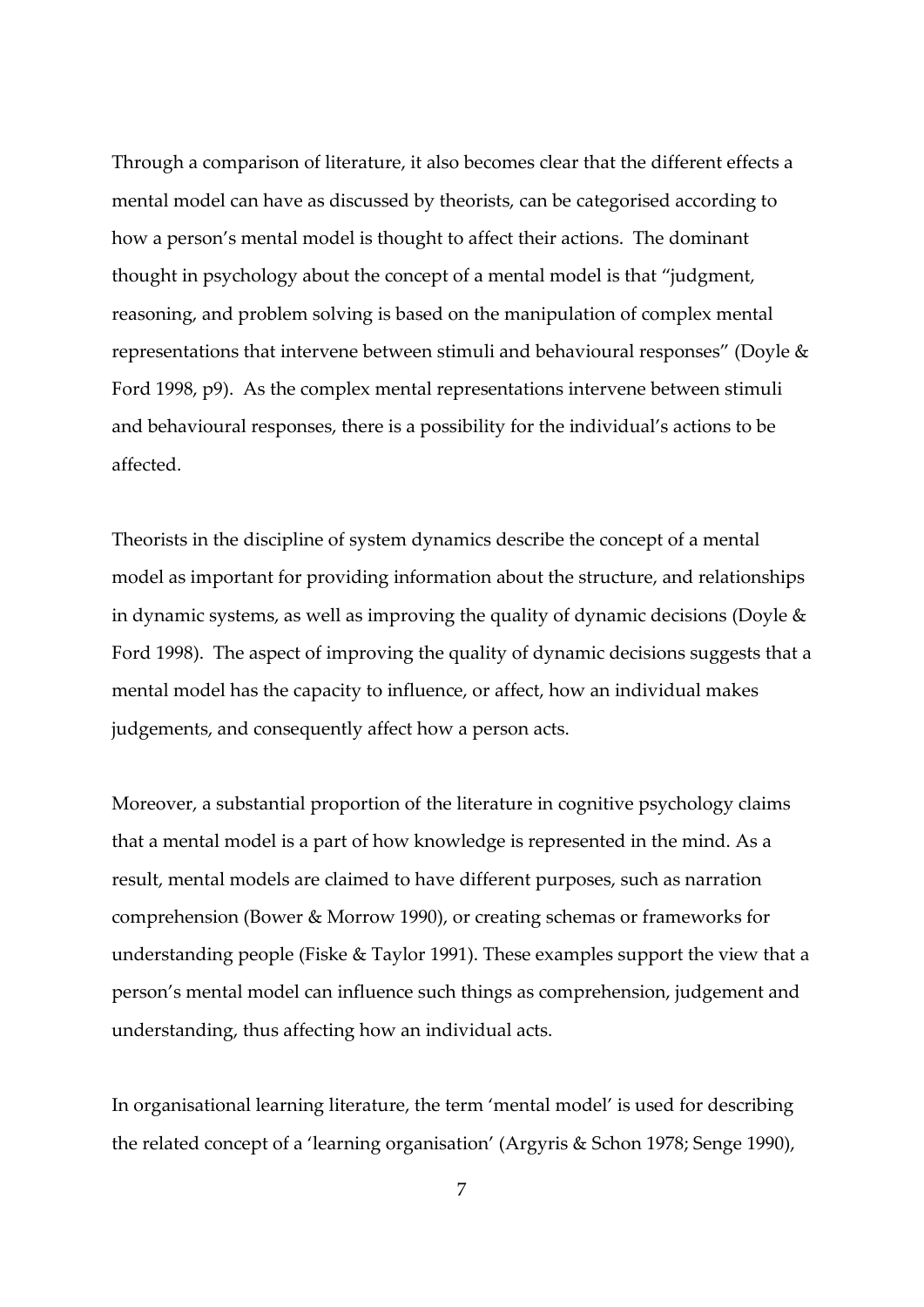Through a comparison of literature, it also becomes clear that the different effects a mental model can have as discussed by theorists, can be categorised according to how a person's mental model is thought to affect their actions. The dominant thought in psychology about the concept of a mental model is that "judgment, reasoning, and problem solving is based on the manipulation of complex mental representations that intervene between stimuli and behavioural responses" (Doyle & Ford 1998, p9). As the complex mental representations intervene between stimuli and behavioural responses, there is a possibility for the individual's actions to be affected.

Theorists in the discipline of system dynamics describe the concept of a mental model as important for providing information about the structure, and relationships in dynamic systems, as well as improving the quality of dynamic decisions (Doyle & Ford 1998). The aspect of improving the quality of dynamic decisions suggests that a mental model has the capacity to influence, or affect, how an individual makes judgements, and consequently affect how a person acts.

Moreover, a substantial proportion of the literature in cognitive psychology claims that a mental model is a part of how knowledge is represented in the mind. As a result, mental models are claimed to have different purposes, such as narration comprehension (Bower & Morrow 1990), or creating schemas or frameworks for understanding people (Fiske & Taylor 1991). These examples support the view that a person's mental model can influence such things as comprehension, judgement and understanding, thus affecting how an individual acts.

In organisational learning literature, the term 'mental model' is used for describing the related concept of a 'learning organisation' (Argyris & Schon 1978; Senge 1990),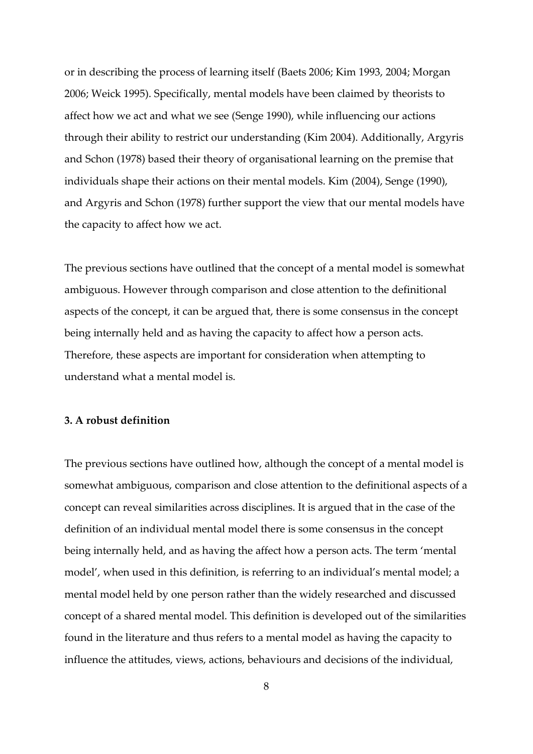or in describing the process of learning itself (Baets 2006; Kim 1993, 2004; Morgan 2006; Weick 1995). Specifically, mental models have been claimed by theorists to affect how we act and what we see (Senge 1990), while influencing our actions through their ability to restrict our understanding (Kim 2004). Additionally, Argyris and Schon (1978) based their theory of organisational learning on the premise that individuals shape their actions on their mental models. Kim (2004), Senge (1990), and Argyris and Schon (1978) further support the view that our mental models have the capacity to affect how we act.

The previous sections have outlined that the concept of a mental model is somewhat ambiguous. However through comparison and close attention to the definitional aspects of the concept, it can be argued that, there is some consensus in the concept being internally held and as having the capacity to affect how a person acts. Therefore, these aspects are important for consideration when attempting to understand what a mental model is.

### 3. A robust definition

The previous sections have outlined how, although the concept of a mental model is somewhat ambiguous, comparison and close attention to the definitional aspects of a concept can reveal similarities across disciplines. It is argued that in the case of the definition of an individual mental model there is some consensus in the concept being internally held, and as having the affect how a person acts. The term 'mental model', when used in this definition, is referring to an individual's mental model; a mental model held by one person rather than the widely researched and discussed concept of a shared mental model. This definition is developed out of the similarities found in the literature and thus refers to a mental model as having the capacity to influence the attitudes, views, actions, behaviours and decisions of the individual,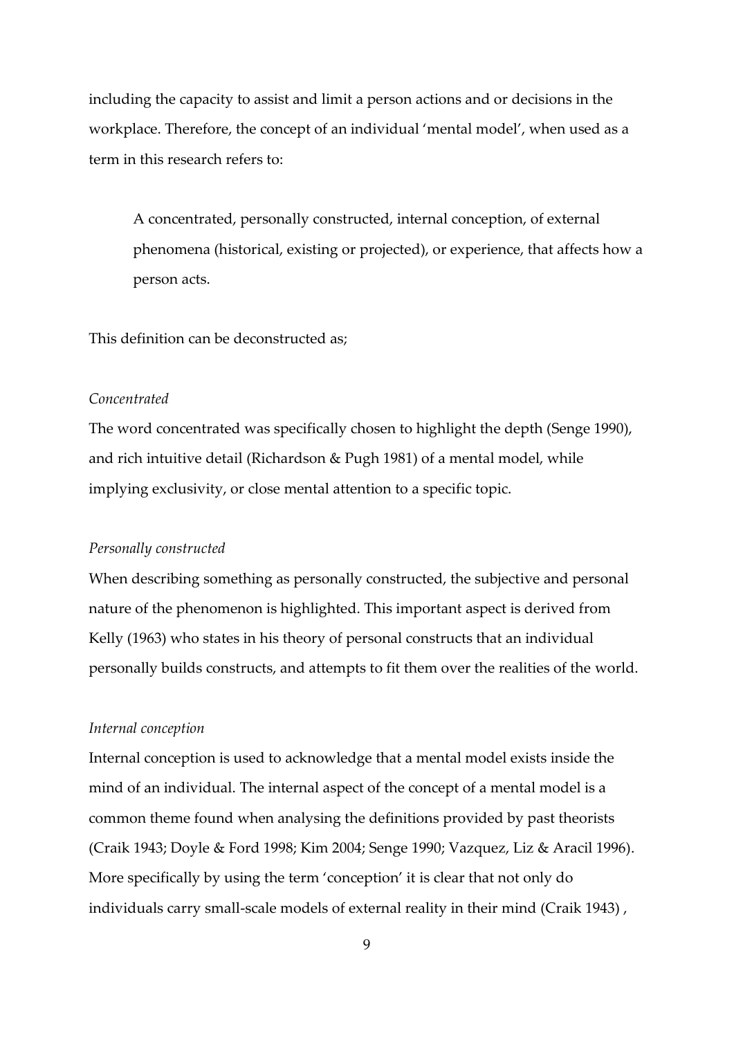including the capacity to assist and limit a person actions and or decisions in the workplace. Therefore, the concept of an individual 'mental model', when used as a term in this research refers to:

> A concentrated, personally constructed, internal conception, of external phenomena (historical, existing or projected), or experience, that affects how a person acts.

This definition can be deconstructed as;

*Concentrated*

The word concentrated was specifically chosen to highlight the depth (Senge 1990), and rich intuitive detail (Richardson & Pugh 1981) of a mental model, while implying exclusivity, or close mental attention to a specific topic.

*Personally constructed*

When describing something as personally constructed, the subjective and personal nature of the phenomenon is highlighted. This important aspect is derived from Kelly (1963) who states in his theory of personal constructs that an individual personally builds constructs, and attempts to fit them over the realities of the world.

*Internal conception*

Internal conception is used to acknowledge that a mental model exists inside the mind of an individual. The internal aspect of the concept of a mental model is a common theme found when analysing the definitions provided by past theorists (Craik 1943; Doyle & Ford 1998; Kim 2004; Senge 1990; Vazquez, Liz & Aracil 1996). More specifically by using the term 'conception' it is clear that not only do individuals carry small-scale models of external reality in their mind (Craik 1943) ,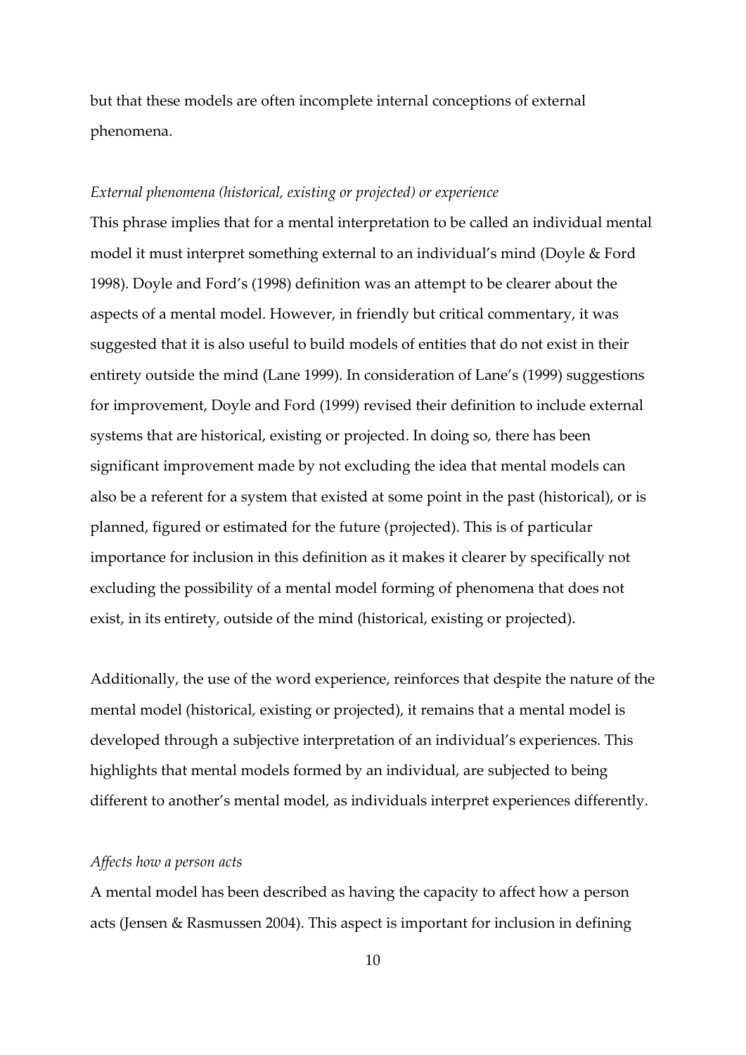but that these models are often incomplete internal conceptions of external phenomena.

*External phenomena (historical, existing or projected) or experience*

This phrase implies that for a mental interpretation to be called an individual mental model it must interpret something external to an individual's mind (Doyle & Ford 1998). Doyle and Ford's (1998) definition was an attempt to be clearer about the aspects of a mental model. However, in friendly but critical commentary, it was suggested that it is also useful to build models of entities that do not exist in their entirety outside the mind (Lane 1999). In consideration of Lane's (1999) suggestions for improvement, Doyle and Ford (1999) revised their definition to include external systems that are historical, existing or projected. In doing so, there has been significant improvement made by not excluding the idea that mental models can also be a referent for a system that existed at some point in the past (historical), or is planned, figured or estimated for the future (projected). This is of particular importance for inclusion in this definition as it makes it clearer by specifically not excluding the possibility of a mental model forming of phenomena that does not exist, in its entirety, outside of the mind (historical, existing or projected).

Additionally, the use of the word experience, reinforces that despite the nature of the mental model (historical, existing or projected), it remains that a mental model is developed through a subjective interpretation of an individual's experiences. This highlights that mental models formed by an individual, are subjected to being different to another's mental model, as individuals interpret experiences differently.

*Affects how a person acts*

A mental model has been described as having the capacity to affect how a person acts (Jensen & Rasmussen 2004). This aspect is important for inclusion in defining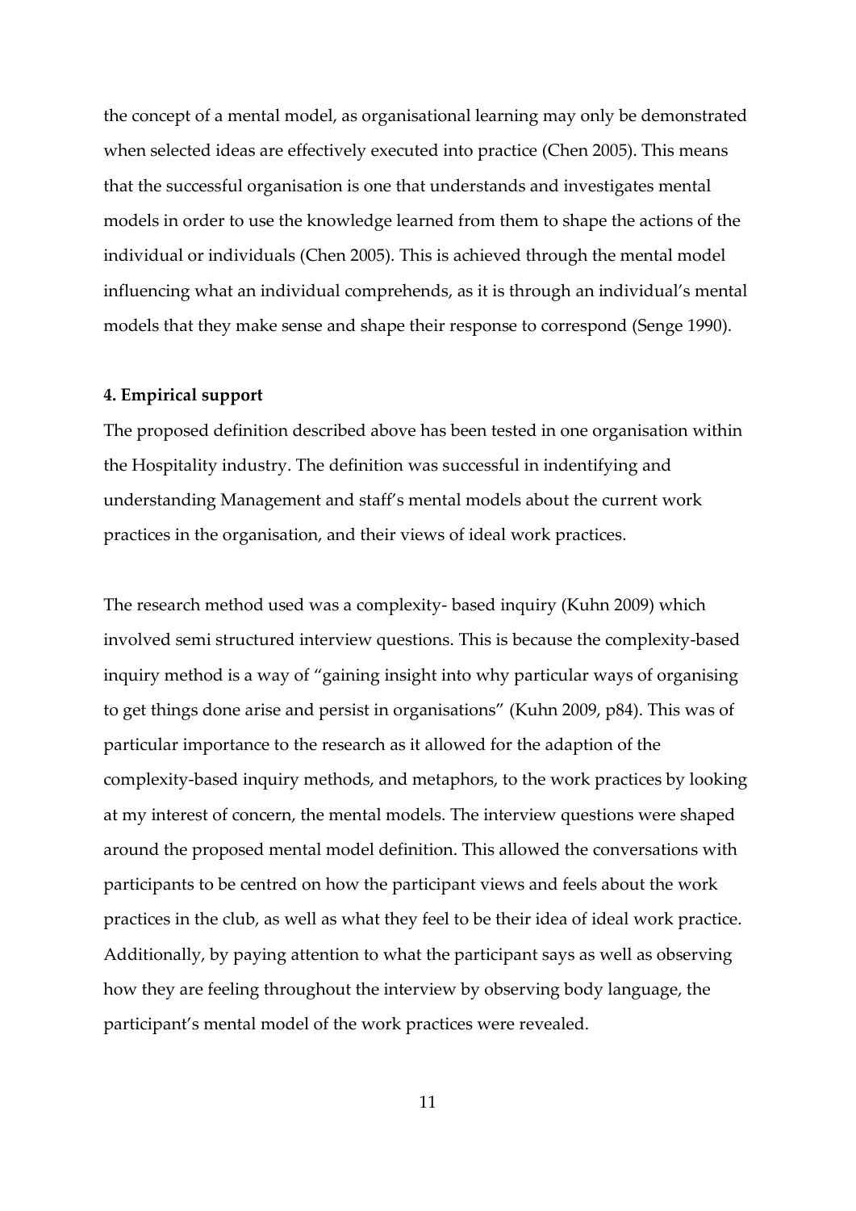the concept of a mental model, as organisational learning may only be demonstrated when selected ideas are effectively executed into practice (Chen 2005). This means that the successful organisation is one that understands and investigates mental models in order to use the knowledge learned from them to shape the actions of the individual or individuals (Chen 2005). This is achieved through the mental model influencing what an individual comprehends, as it is through an individual's mental models that they make sense and shape their response to correspond (Senge 1990).

## 4. Empirical support

The proposed definition described above has been tested in one organisation within the Hospitality industry. The definition was successful in indentifying and understanding Management and staff's mental models about the current work practices in the organisation, and their views of ideal work practices.

The research method used was a complexity- based inquiry (Kuhn 2009) which involved semi structured interview questions. This is because the complexity-based inquiry method is a way of "gaining insight into why particular ways of organising to get things done arise and persist in organisations" (Kuhn 2009, p84). This was of particular importance to the research as it allowed for the adaption of the complexity-based inquiry methods, and metaphors, to the work practices by looking at my interest of concern, the mental models. The interview questions were shaped around the proposed mental model definition. This allowed the conversations with participants to be centred on how the participant views and feels about the work practices in the club, as well as what they feel to be their idea of ideal work practice. Additionally, by paying attention to what the participant says as well as observing how they are feeling throughout the interview by observing body language, the participant's mental model of the work practices were revealed.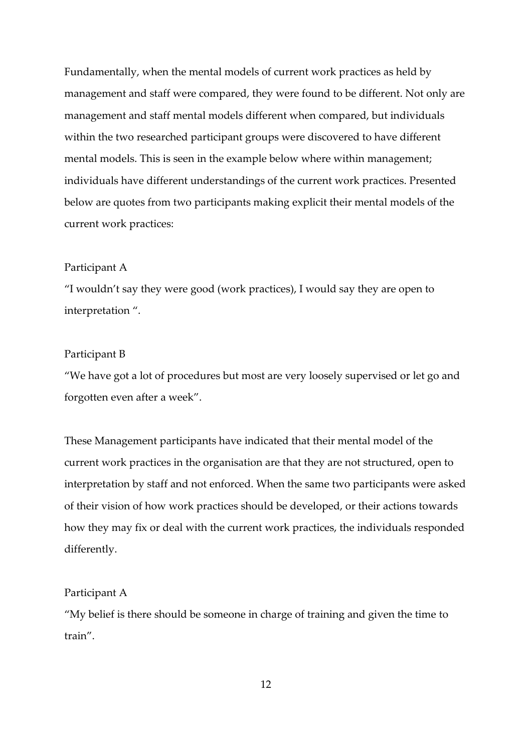Fundamentally, when the mental models of current work practices as held by management and staff were compared, they were found to be different. Not only are management and staff mental models different when compared, but individuals within the two researched participant groups were discovered to have different mental models. This is seen in the example below where within management; individuals have different understandings of the current work practices. Presented below are quotes from two participants making explicit their mental models of the current work practices:

Participant A

"I wouldn't say they were good (work practices), I would say they are open to interpretation ".

Participant B

"We have got a lot of procedures but most are very loosely supervised or let go and forgotten even after a week".

These Management participants have indicated that their mental model of the current work practices in the organisation are that they are not structured, open to interpretation by staff and not enforced. When the same two participants were asked of their vision of how work practices should be developed, or their actions towards how they may fix or deal with the current work practices, the individuals responded differently.

Participant A

"My belief is there should be someone in charge of training and given the time to train".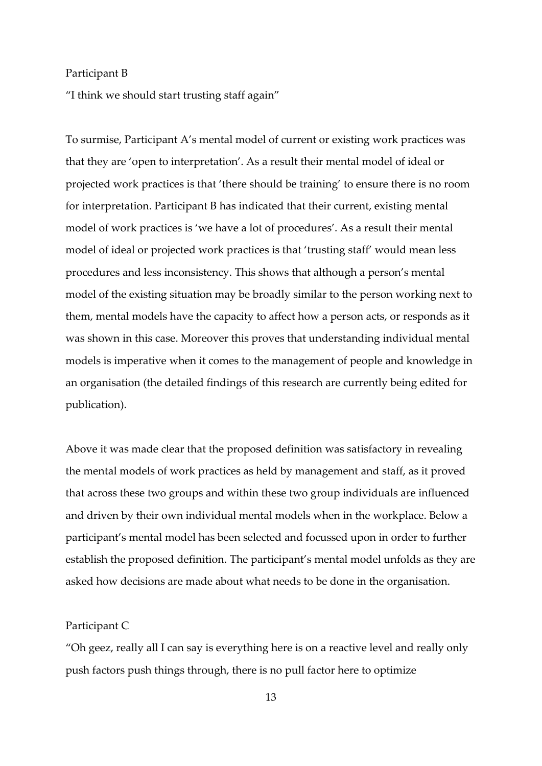Participant B

"I think we should start trusting staff again"

To surmise, Participant A's mental model of current or existing work practices was that they are 'open to interpretation'. As a result their mental model of ideal or projected work practices is that 'there should be training' to ensure there is no room for interpretation. Participant B has indicated that their current, existing mental model of work practices is 'we have a lot of procedures'. As a result their mental model of ideal or projected work practices is that 'trusting staff' would mean less procedures and less inconsistency. This shows that although a person's mental model of the existing situation may be broadly similar to the person working next to them, mental models have the capacity to affect how a person acts, or responds as it was shown in this case. Moreover this proves that understanding individual mental models is imperative when it comes to the management of people and knowledge in an organisation (the detailed findings of this research are currently being edited for publication).

Above it was made clear that the proposed definition was satisfactory in revealing the mental models of work practices as held by management and staff, as it proved that across these two groups and within these two group individuals are influenced and driven by their own individual mental models when in the workplace. Below a participant's mental model has been selected and focussed upon in order to further establish the proposed definition. The participant's mental model unfolds as they are asked how decisions are made about what needs to be done in the organisation.

Participant C

"Oh geez, really all I can say is everything here is on a reactive level and really only push factors push things through, there is no pull factor here to optimize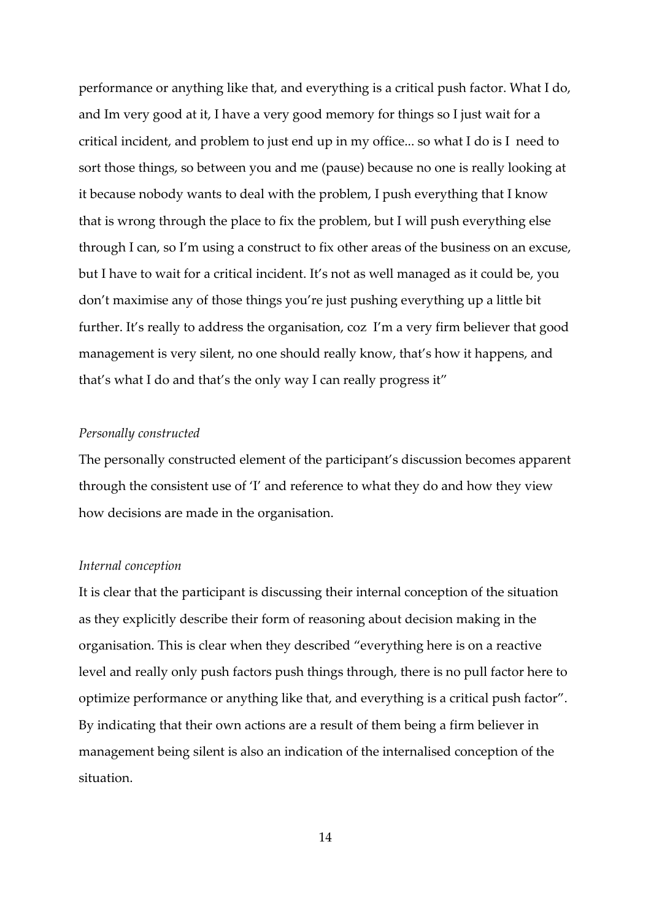performance or anything like that, and everything is a critical push factor. What I do, and Im very good at it, I have a very good memory for things so I just wait for a critical incident, and problem to just end up in my office... so what I do is I need to sort those things, so between you and me (pause) because no one is really looking at it because nobody wants to deal with the problem, I push everything that I know that is wrong through the place to fix the problem, but I will push everything else through I can, so I'm using a construct to fix other areas of the business on an excuse, but I have to wait for a critical incident. It's not as well managed as it could be, you don't maximise any of those things you're just pushing everything up a little bit further. It's really to address the organisation, coz I'm a very firm believer that good management is very silent, no one should really know, that's how it happens, and that's what I do and that's the only way I can really progress it"

*Personally constructed*

The personally constructed element of the participant's discussion becomes apparent through the consistent use of 'I' and reference to what they do and how they view how decisions are made in the organisation.

*Internal conception*

It is clear that the participant is discussing their internal conception of the situation as they explicitly describe their form of reasoning about decision making in the organisation. This is clear when they described "everything here is on a reactive level and really only push factors push things through, there is no pull factor here to optimize performance or anything like that, and everything is a critical push factor". By indicating that their own actions are a result of them being a firm believer in management being silent is also an indication of the internalised conception of the situation.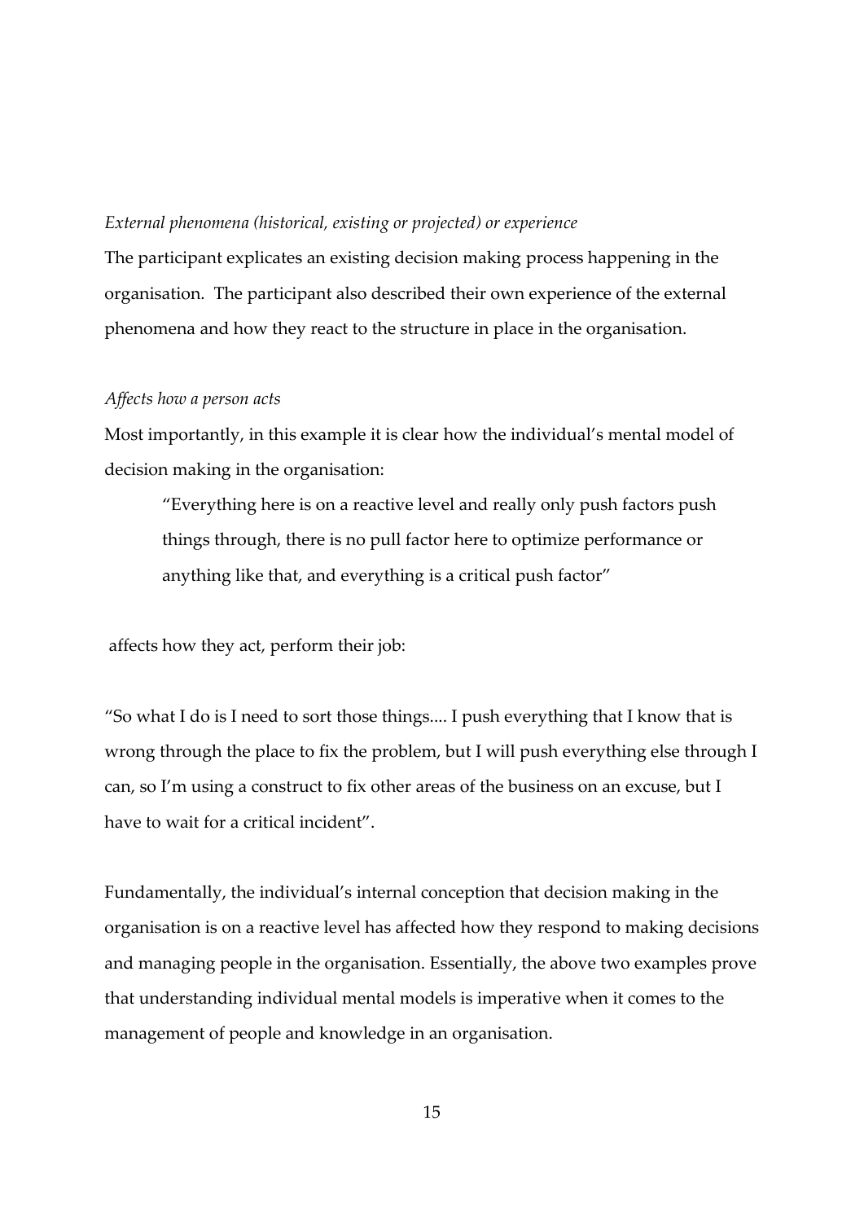*External phenomena (historical, existing or projected) or experience*

The participant explicates an existing decision making process happening in the organisation. The participant also described their own experience of the external phenomena and how they react to the structure in place in the organisation.

*Affects how a person acts*

Most importantly, in this example it is clear how the individual's mental model of decision making in the organisation:

> "Everything here is on a reactive level and really only push factors push things through, there is no pull factor here to optimize performance or anything like that, and everything is a critical push factor"

affects how they act, perform their job:

"So what I do is I need to sort those things.... I push everything that I know that is wrong through the place to fix the problem, but I will push everything else through I can, so I'm using a construct to fix other areas of the business on an excuse, but I have to wait for a critical incident".

Fundamentally, the individual's internal conception that decision making in the organisation is on a reactive level has affected how they respond to making decisions and managing people in the organisation. Essentially, the above two examples prove that understanding individual mental models is imperative when it comes to the management of people and knowledge in an organisation.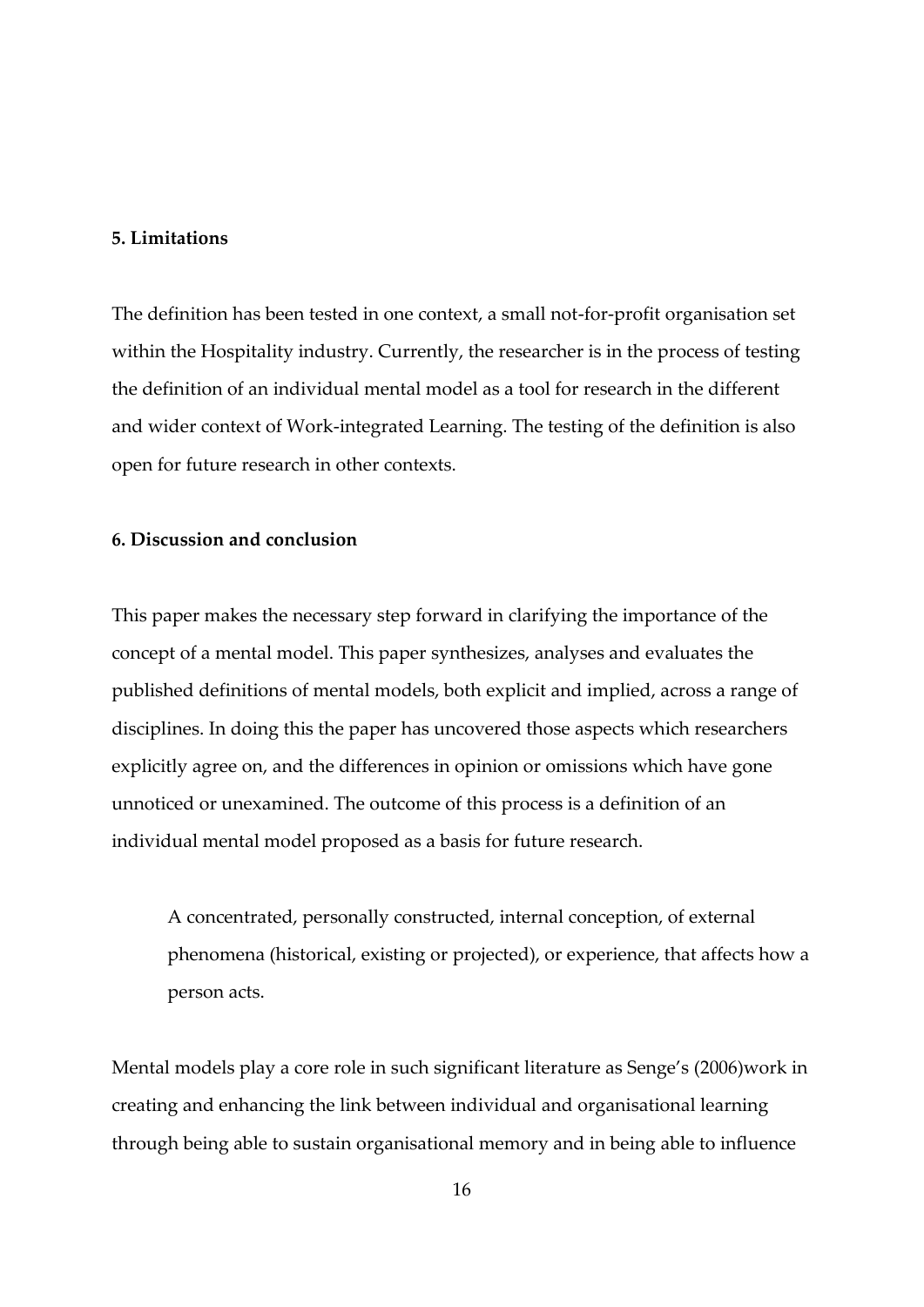## 5. Limitations

The definition has been tested in one context, a small not-for-profit organisation set within the Hospitality industry. Currently, the researcher is in the process of testing the definition of an individual mental model as a tool for research in the different and wider context of Work-integrated Learning. The testing of the definition is also open for future research in other contexts.

## 6. Discussion and conclusion

This paper makes the necessary step forward in clarifying the importance of the concept of a mental model. This paper synthesizes, analyses and evaluates the published definitions of mental models, both explicit and implied, across a range of disciplines. In doing this the paper has uncovered those aspects which researchers explicitly agree on, and the differences in opinion or omissions which have gone unnoticed or unexamined. The outcome of this process is a definition of an individual mental model proposed as a basis for future research.

> A concentrated, personally constructed, internal conception, of external phenomena (historical, existing or projected), or experience, that affects how a person acts.

Mental models play a core role in such significant literature as Senge's (2006)work in creating and enhancing the link between individual and organisational learning through being able to sustain organisational memory and in being able to influence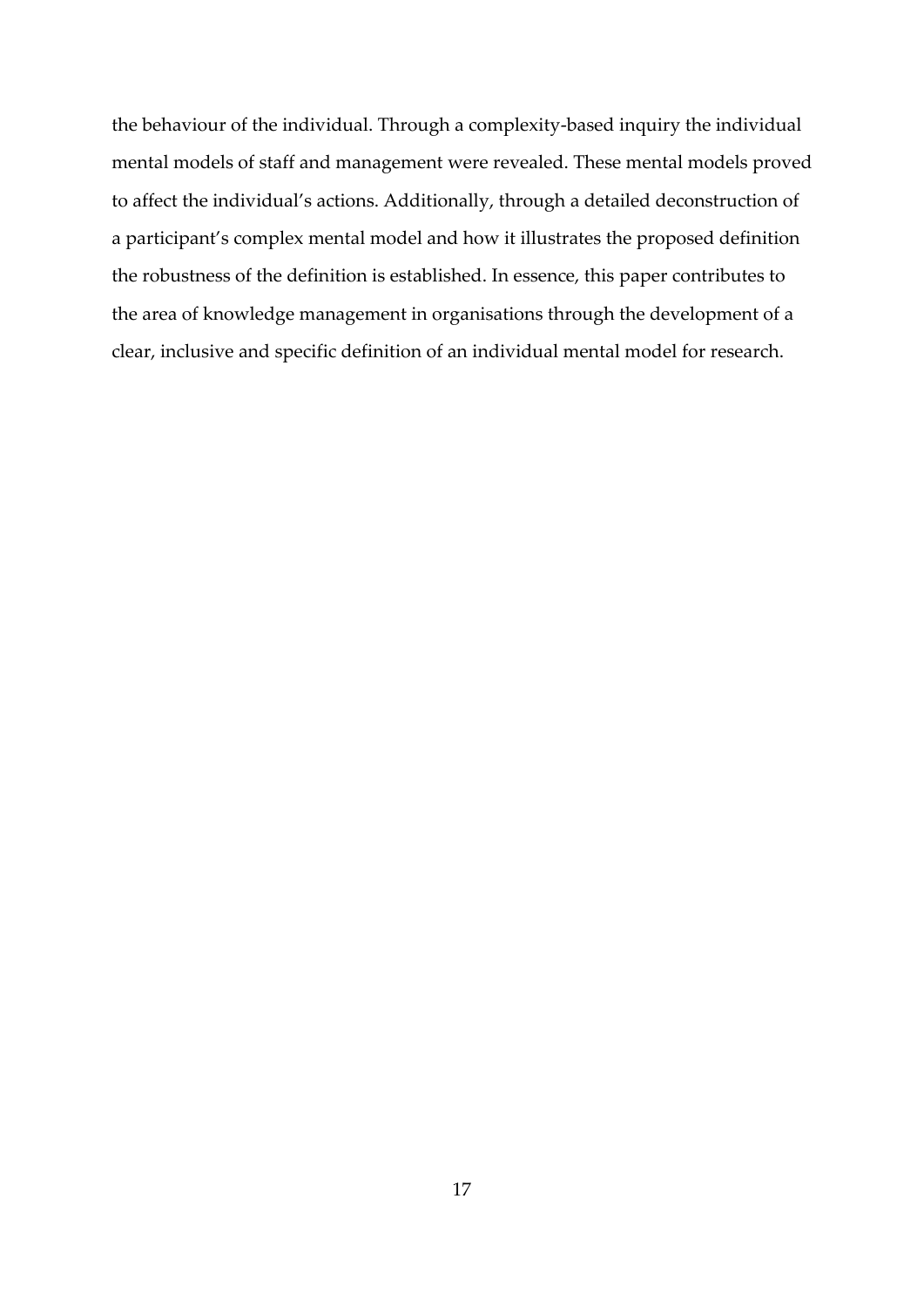the behaviour of the individual. Through a complexity-based inquiry the individual mental models of staff and management were revealed. These mental models proved to affect the individual's actions. Additionally, through a detailed deconstruction of a participant's complex mental model and how it illustrates the proposed definition the robustness of the definition is established. In essence, this paper contributes to the area of knowledge management in organisations through the development of a clear, inclusive and specific definition of an individual mental model for research.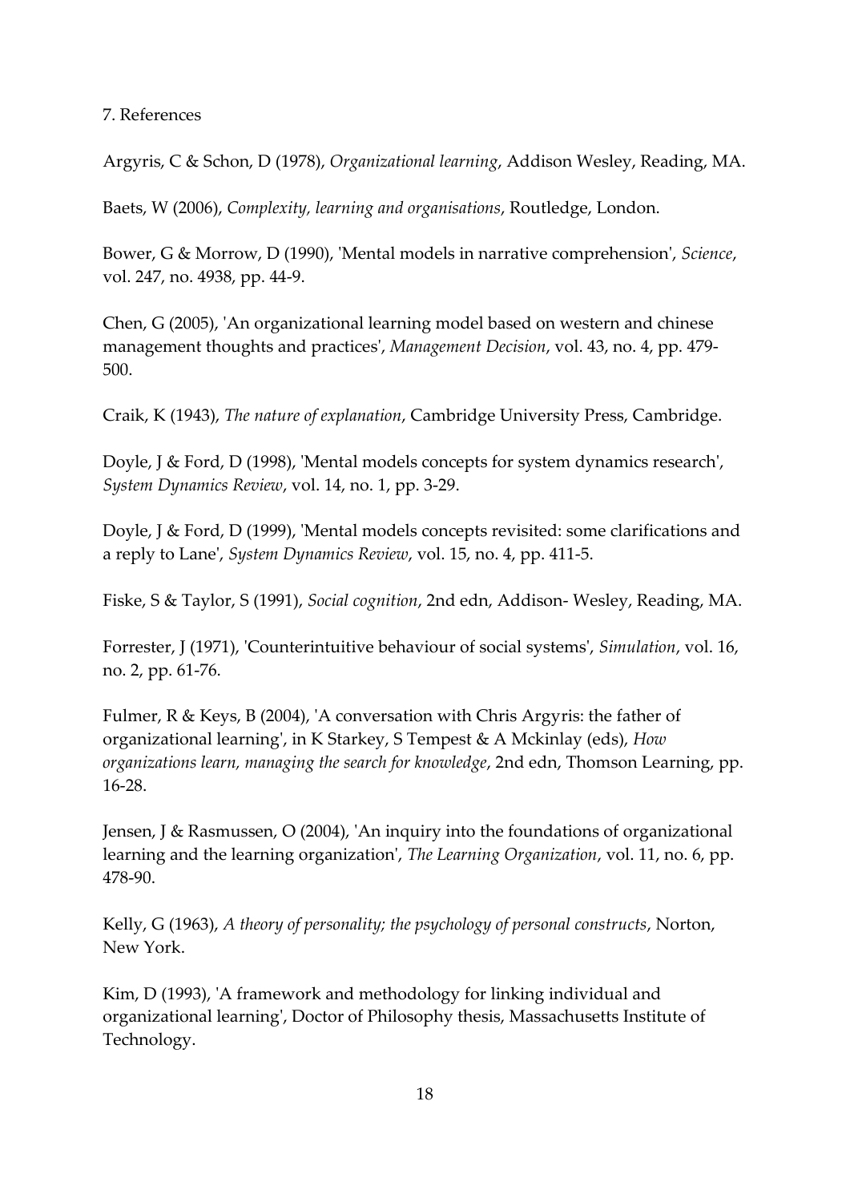## 7. References

Argyris, C & Schon, D (1978), *Organizational learning*, Addison Wesley, Reading, MA.

Baets, W (2006), *Complexity, learning and organisations*, Routledge, London.

Bower, G & Morrow, D (1990), 'Mental models in narrative comprehension', *Science*, vol. 247, no. 4938, pp. 44-9.

Chen, G (2005), 'An organizational learning model based on western and chinese management thoughts and practices', *Management Decision*, vol. 43, no. 4, pp. 479-500.

Craik, K (1943), *The nature of explanation*, Cambridge University Press, Cambridge.

Doyle, J & Ford, D (1998), 'Mental models concepts for system dynamics research', *System Dynamics Review*, vol. 14, no. 1, pp. 3-29.

Doyle, J & Ford, D (1999), 'Mental models concepts revisited: some clarifications and a reply to Lane', *System Dynamics Review*, vol. 15, no. 4, pp. 411-5.

Fiske, S & Taylor, S (1991), *Social cognition*, 2nd edn, Addison- Wesley, Reading, MA.

Forrester, J (1971), 'Counterintuitive behaviour of social systems', *Simulation*, vol. 16, no. 2, pp. 61-76.

Fulmer, R & Keys, B (2004), 'A conversation with Chris Argyris: the father of organizational learning', in K Starkey, S Tempest & A Mckinlay (eds), *How organizations learn, managing the search for knowledge*, 2nd edn, Thomson Learning, pp. 16-28.

Jensen, J & Rasmussen, O (2004), 'An inquiry into the foundations of organizational learning and the learning organization', *The Learning Organization*, vol. 11, no. 6, pp. 478-90.

Kelly, G (1963), *A theory of personality; the psychology of personal constructs*, Norton, New York.

Kim, D (1993), 'A framework and methodology for linking individual and organizational learning', Doctor of Philosophy thesis, Massachusetts Institute of Technology.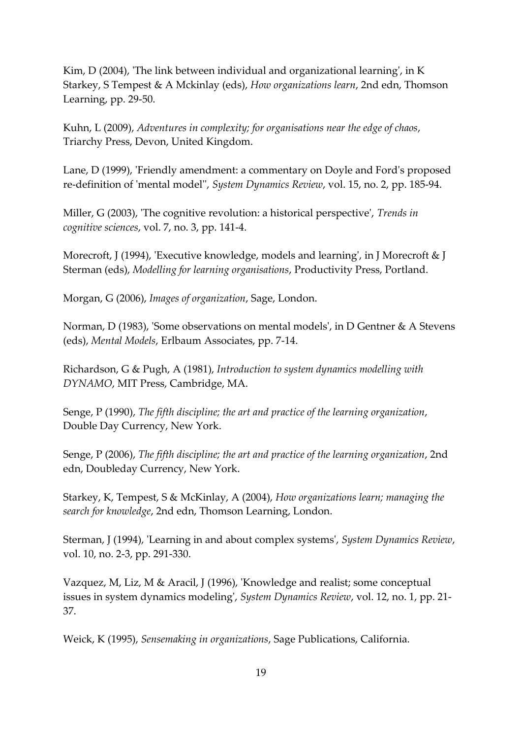Kim, D (2004), 'The link between individual and organizational learning', in K Starkey, S Tempest & A Mckinlay (eds), *How organizations learn*, 2nd edn, Thomson Learning, pp. 29-50.

Kuhn, L (2009), *Adventures in complexity; for organisations near the edge of chaos*, Triarchy Press, Devon, United Kingdom.

Lane, D (1999), 'Friendly amendment: a commentary on Doyle and Ford's proposed re-definition of 'mental model'', *System Dynamics Review*, vol. 15, no. 2, pp. 185-94.

Miller, G (2003), 'The cognitive revolution: a historical perspective', *Trends in cognitive sciences*, vol. 7, no. 3, pp. 141-4.

Morecroft, J (1994), 'Executive knowledge, models and learning', in J Morecroft & J Sterman (eds), *Modelling for learning organisations*, Productivity Press, Portland.

Morgan, G (2006), *Images of organization*, Sage, London.

Norman, D (1983), 'Some observations on mental models', in D Gentner & A Stevens (eds), *Mental Models*, Erlbaum Associates, pp. 7-14.

Richardson, G & Pugh, A (1981), *Introduction to system dynamics modelling with DYNAMO*, MIT Press, Cambridge, MA.

Senge, P (1990), *The fifth discipline; the art and practice of the learning organization*, Double Day Currency, New York.

Senge, P (2006), *The fifth discipline; the art and practice of the learning organization*, 2nd edn, Doubleday Currency, New York.

Starkey, K, Tempest, S & McKinlay, A (2004), *How organizations learn; managing the search for knowledge*, 2nd edn, Thomson Learning, London.

Sterman, J (1994), 'Learning in and about complex systems', *System Dynamics Review*, vol. 10, no. 2-3, pp. 291-330.

Vazquez, M, Liz, M & Aracil, J (1996), 'Knowledge and realist; some conceptual issues in system dynamics modeling', *System Dynamics Review*, vol. 12, no. 1, pp. 21-37.

Weick, K (1995), *Sensemaking in organizations*, Sage Publications, California.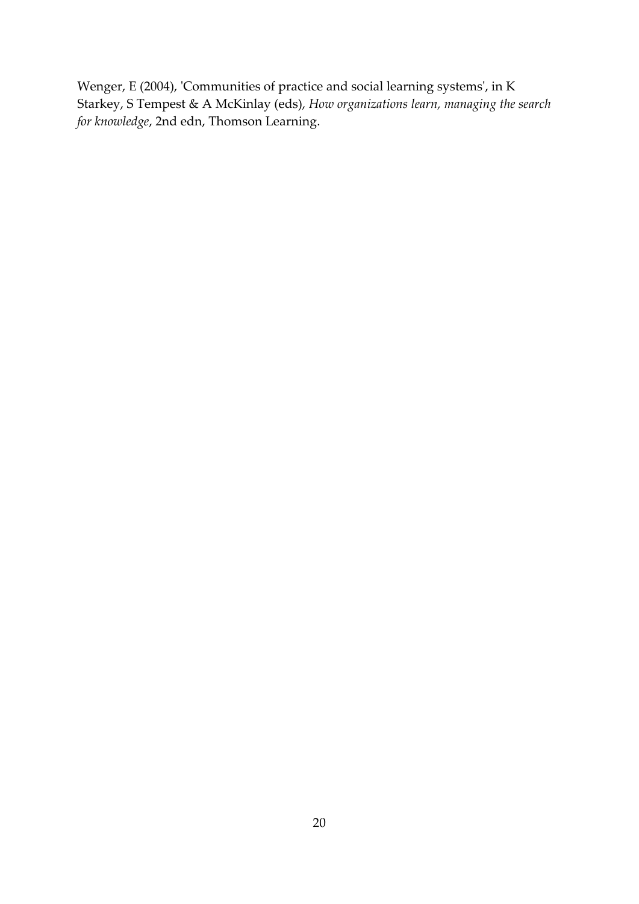Wenger, E (2004), 'Communities of practice and social learning systems', in K Starkey, S Tempest & A McKinlay (eds), *How organizations learn, managing the search for knowledge*, 2nd edn, Thomson Learning.